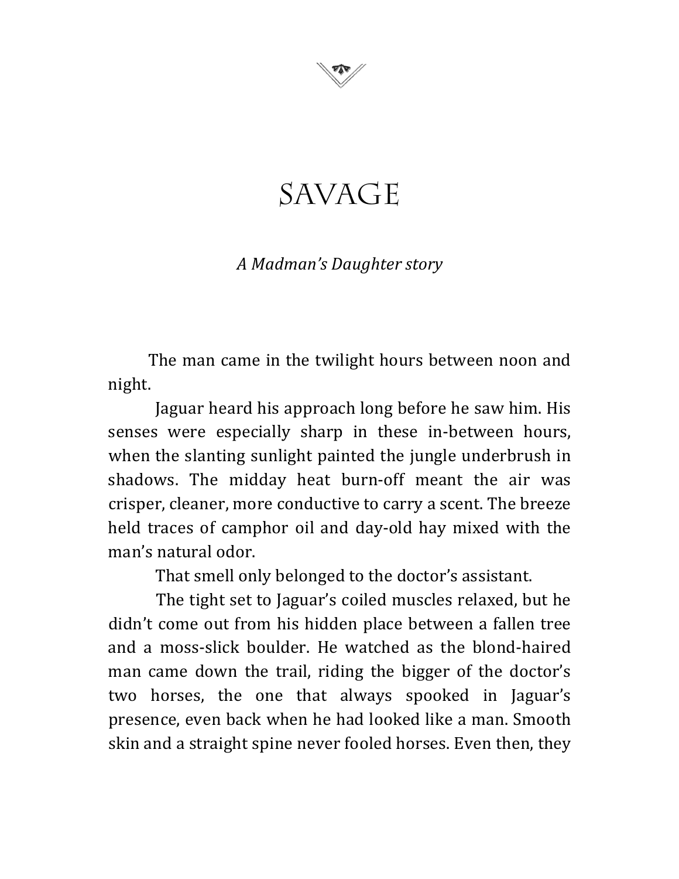# SAVAGE

*A Madman's Daughter story*

The man came in the twilight hours between noon and night.

Jaguar heard his approach long before he saw him. His senses were especially sharp in these in-between hours, when the slanting sunlight painted the jungle underbrush in shadows. The midday heat burn-off meant the air was crisper, cleaner, more conductive to carry a scent. The breeze held traces of camphor oil and day-old hay mixed with the man's natural odor.

That smell only belonged to the doctor's assistant.

The tight set to Jaguar's coiled muscles relaxed, but he didn't come out from his hidden place between a fallen tree and a moss-slick boulder. He watched as the blond-haired man came down the trail, riding the bigger of the doctor's two horses, the one that always spooked in Jaguar's presence, even back when he had looked like a man. Smooth skin and a straight spine never fooled horses. Even then, they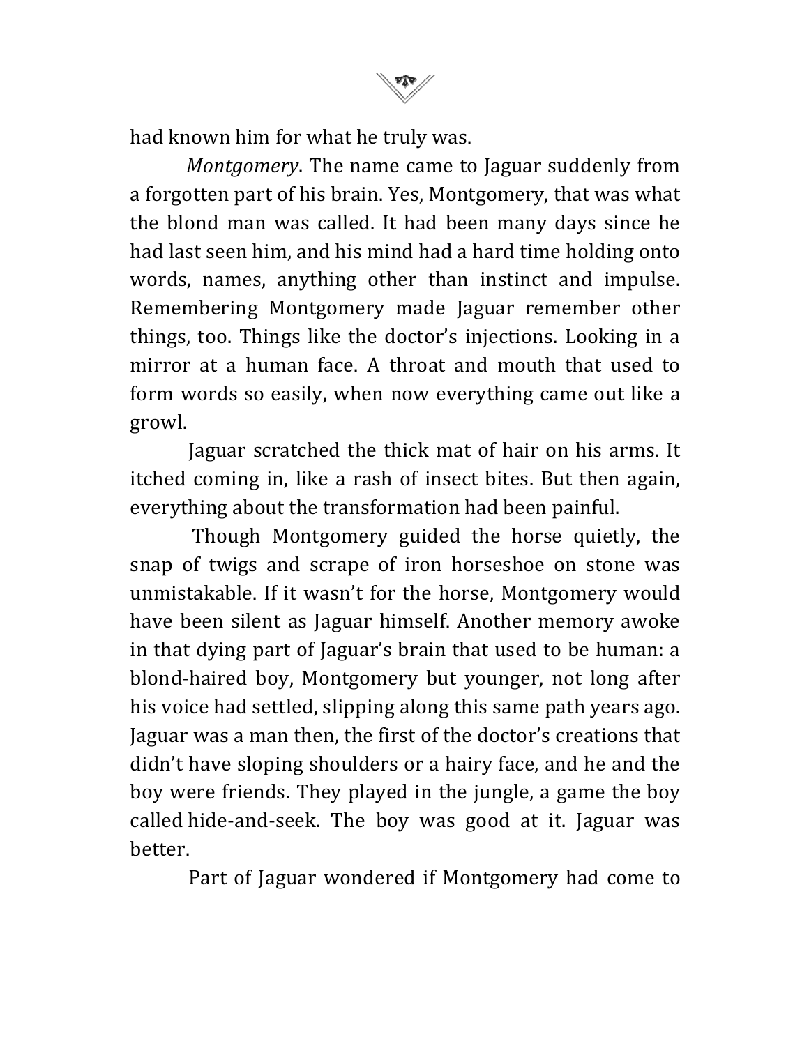had known him for what he truly was.

*Montgomery*. The name came to Jaguar suddenly from a forgotten part of his brain. Yes, Montgomery, that was what the blond man was called. It had been many days since he had last seen him, and his mind had a hard time holding onto words, names, anything other than instinct and impulse. Remembering Montgomery made Jaguar remember other things, too. Things like the doctor's injections. Looking in a mirror at a human face. A throat and mouth that used to form words so easily, when now everything came out like a growl.

Jaguar scratched the thick mat of hair on his arms. It itched coming in, like a rash of insect bites. But then again, everything about the transformation had been painful.

Though Montgomery guided the horse quietly, the snap of twigs and scrape of iron horseshoe on stone was unmistakable. If it wasn't for the horse, Montgomery would have been silent as Jaguar himself. Another memory awoke in that dying part of Jaguar's brain that used to be human: a blond-haired boy, Montgomery but younger, not long after his voice had settled, slipping along this same path years ago. Jaguar was a man then, the first of the doctor's creations that didn't have sloping shoulders or a hairy face, and he and the boy were friends. They played in the jungle, a game the boy called hide-and-seek. The boy was good at it. Jaguar was better.

Part of Jaguar wondered if Montgomery had come to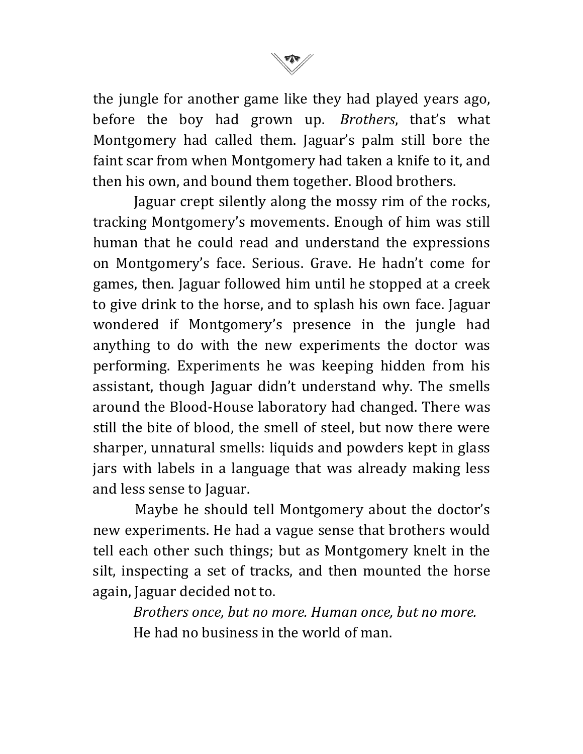the jungle for another game like they had played years ago, before the boy had grown up. *Brothers*, that's what Montgomery had called them. Jaguar's palm still bore the faint scar from when Montgomery had taken a knife to it, and then his own, and bound them together. Blood brothers.

Jaguar crept silently along the mossy rim of the rocks, tracking Montgomery's movements. Enough of him was still human that he could read and understand the expressions on Montgomery's face. Serious. Grave. He hadn't come for games, then. Jaguar followed him until he stopped at a creek to give drink to the horse, and to splash his own face. Jaguar wondered if Montgomery's presence in the jungle had anything to do with the new experiments the doctor was performing. Experiments he was keeping hidden from his assistant, though Jaguar didn't understand why. The smells around the Blood-House laboratory had changed. There was still the bite of blood, the smell of steel, but now there were sharper, unnatural smells: liquids and powders kept in glass jars with labels in a language that was already making less and less sense to Jaguar.

Maybe he should tell Montgomery about the doctor's new experiments. He had a vague sense that brothers would tell each other such things; but as Montgomery knelt in the silt, inspecting a set of tracks, and then mounted the horse again, Jaguar decided not to.

*Brothers once, but no more. Human once, but no more.*

He had no business in the world of man.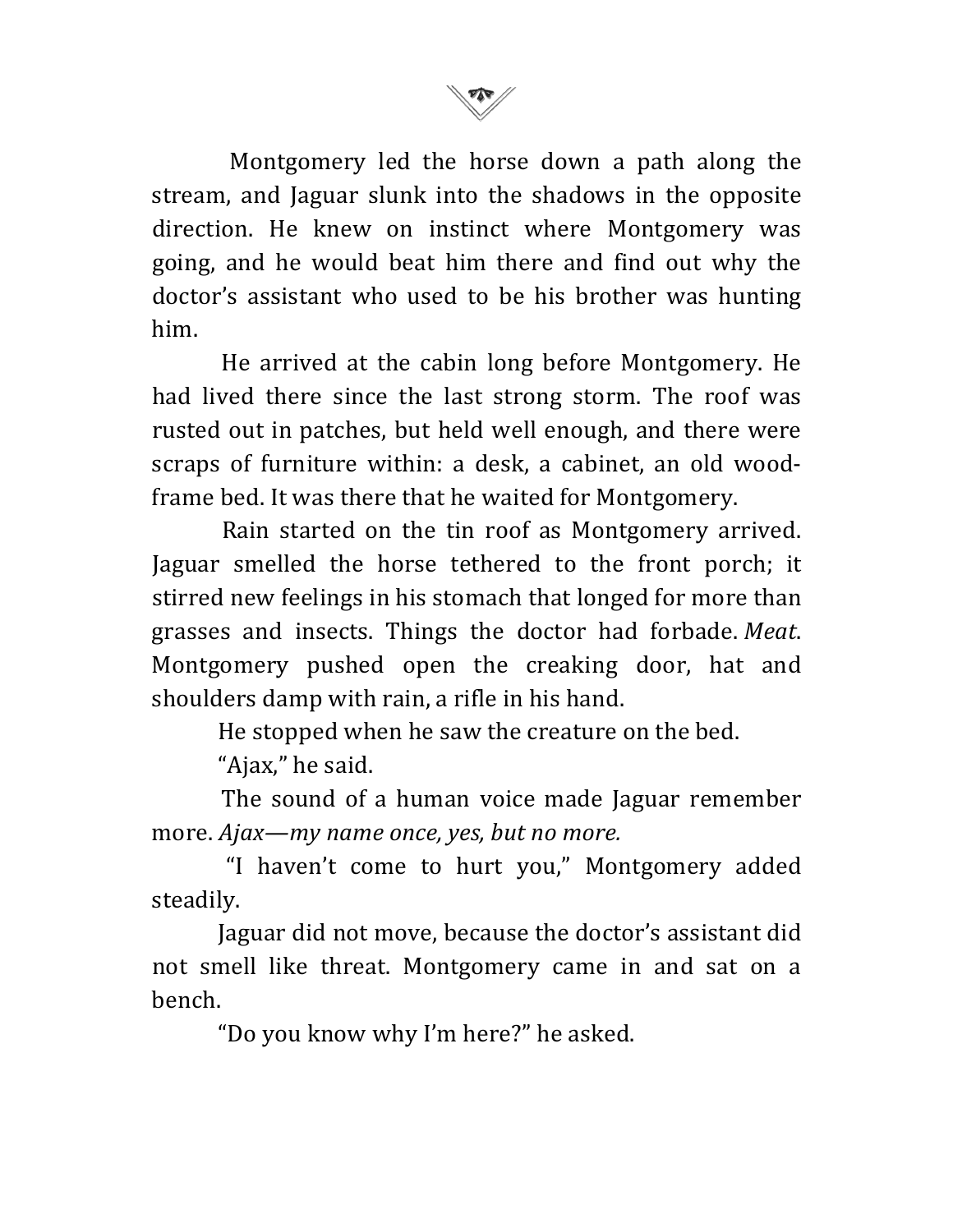Montgomery led the horse down a path along the stream, and Jaguar slunk into the shadows in the opposite direction. He knew on instinct where Montgomery was going, and he would beat him there and find out why the doctor's assistant who used to be his brother was hunting him.

He arrived at the cabin long before Montgomery. He had lived there since the last strong storm. The roof was rusted out in patches, but held well enough, and there were scraps of furniture within: a desk, a cabinet, an old wood-frame bed. It was there that he waited for Montgomery.

Rain started on the tin roof as Montgomery arrived. Jaguar smelled the horse tethered to the front porch; it stirred new feelings in his stomach that longed for more than grasses and insects. Things the doctor had forbade. *Meat*. Montgomery pushed open the creaking door, hat and shoulders damp with rain, a rifle in his hand.

He stopped when he saw the creature on the bed.

"Ajax," he said.

The sound of a human voice made Jaguar remember more. *Ajax—my name once, yes, but no more.*

"I haven't come to hurt you," Montgomery added steadily.

Jaguar did not move, because the doctor's assistant did not smell like threat. Montgomery came in and sat on a bench.

"Do you know why I'm here?" he asked.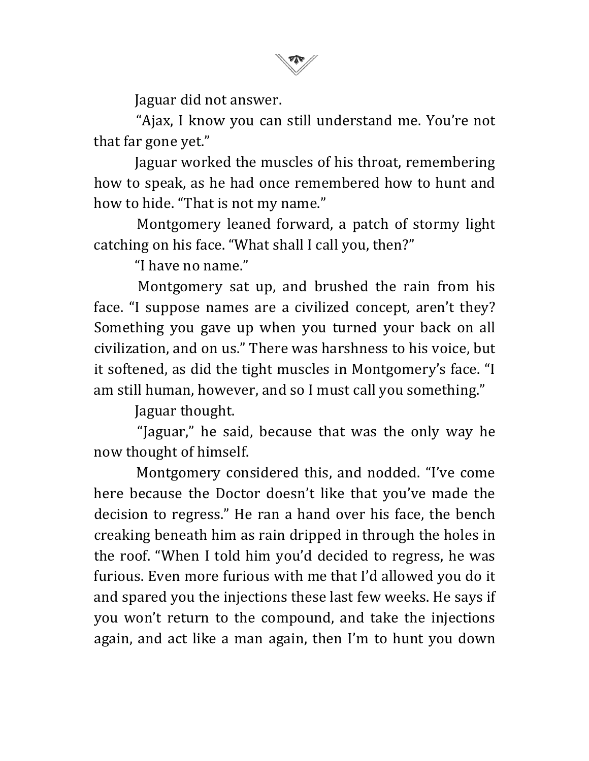Jaguar did not answer.

"Ajax, I know you can still understand me. You're not that far gone yet."

Jaguar worked the muscles of his throat, remembering how to speak, as he had once remembered how to hunt and how to hide. "That is not my name."

Montgomery leaned forward, a patch of stormy light catching on his face. "What shall I call you, then?"

"I have no name."

Montgomery sat up, and brushed the rain from his face. "I suppose names are a civilized concept, aren't they? Something you gave up when you turned your back on all civilization, and on us." There was harshness to his voice, but it softened, as did the tight muscles in Montgomery's face. "I am still human, however, and so I must call you something."

Jaguar thought.

"Jaguar," he said, because that was the only way he now thought of himself.

Montgomery considered this, and nodded. "I've come here because the Doctor doesn't like that you've made the decision to regress." He ran a hand over his face, the bench creaking beneath him as rain dripped in through the holes in the roof. "When I told him you'd decided to regress, he was furious. Even more furious with me that I'd allowed you do it and spared you the injections these last few weeks. He says if you won't return to the compound, and take the injections again, and act like a man again, then I'm to hunt you down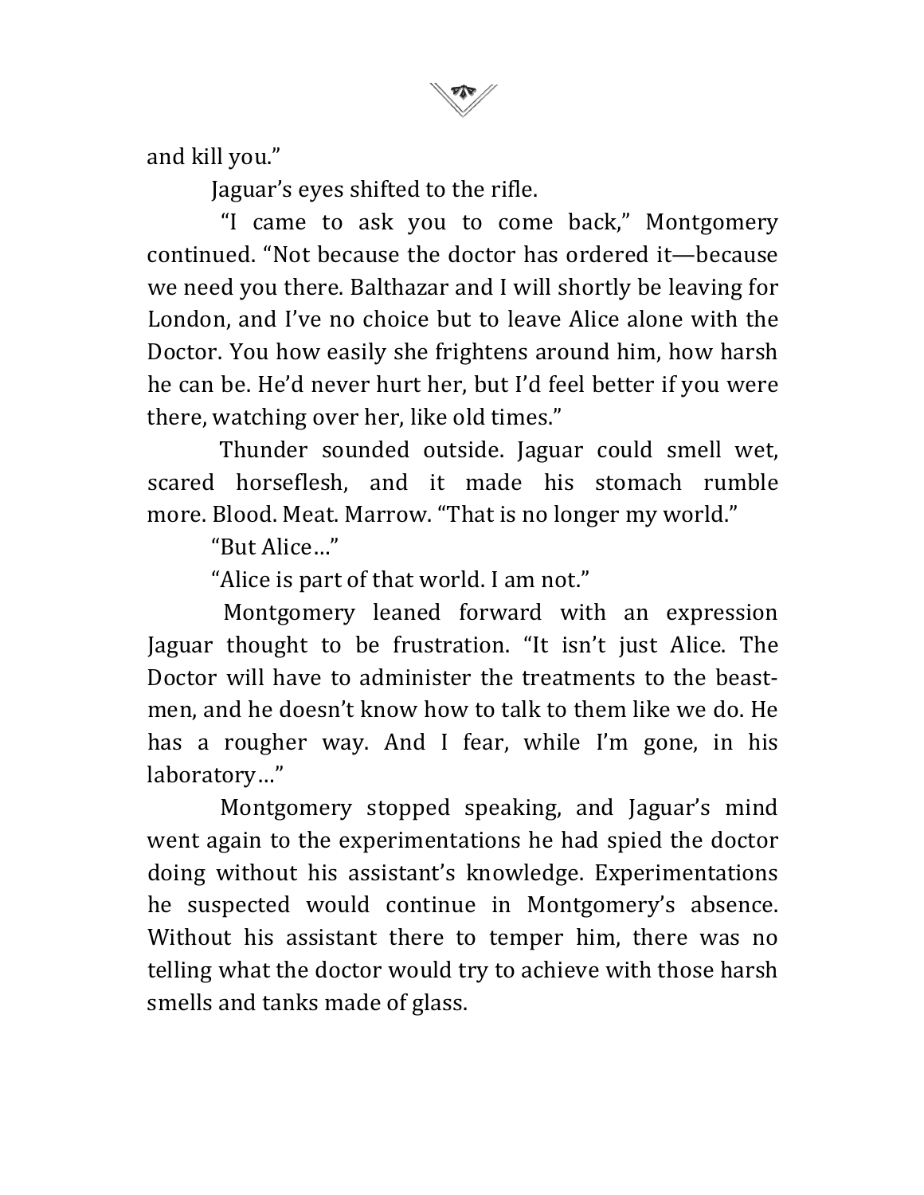and kill you."

Jaguar's eyes shifted to the rifle.

"I came to ask you to come back," Montgomery continued. "Not because the doctor has ordered it—because we need you there. Balthazar and I will shortly be leaving for London, and I've no choice but to leave Alice alone with the Doctor. You how easily she frightens around him, how harsh he can be. He'd never hurt her, but I'd feel better if you were there, watching over her, like old times."

Thunder sounded outside. Jaguar could smell wet, scared horseflesh, and it made his stomach rumble more. Blood. Meat. Marrow. "That is no longer my world."

"But Alice…"

"Alice is part of that world. I am not."

Montgomery leaned forward with an expression Jaguar thought to be frustration. "It isn't just Alice. The Doctor will have to administer the treatments to the beast-men, and he doesn't know how to talk to them like we do. He has a rougher way. And I fear, while I'm gone, in his laboratory…"

Montgomery stopped speaking, and Jaguar's mind went again to the experimentations he had spied the doctor doing without his assistant's knowledge. Experimentations he suspected would continue in Montgomery's absence. Without his assistant there to temper him, there was no telling what the doctor would try to achieve with those harsh smells and tanks made of glass.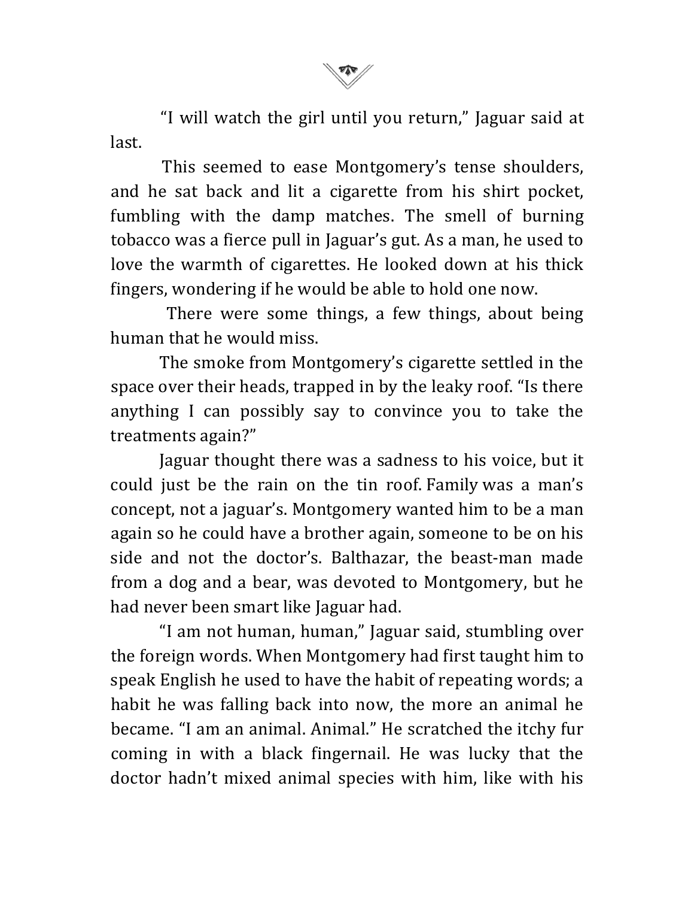"I will watch the girl until you return," Jaguar said at last.

This seemed to ease Montgomery's tense shoulders, and he sat back and lit a cigarette from his shirt pocket, fumbling with the damp matches. The smell of burning tobacco was a fierce pull in Jaguar's gut. As a man, he used to love the warmth of cigarettes. He looked down at his thick fingers, wondering if he would be able to hold one now.

There were some things, a few things, about being human that he would miss.

The smoke from Montgomery's cigarette settled in the space over their heads, trapped in by the leaky roof. "Is there anything I can possibly say to convince you to take the treatments again?"

Jaguar thought there was a sadness to his voice, but it could just be the rain on the tin roof. Family was a man's concept, not a jaguar's. Montgomery wanted him to be a man again so he could have a brother again, someone to be on his side and not the doctor's. Balthazar, the beast-man made from a dog and a bear, was devoted to Montgomery, but he had never been smart like Jaguar had.

"I am not human, human," Jaguar said, stumbling over the foreign words. When Montgomery had first taught him to speak English he used to have the habit of repeating words; a habit he was falling back into now, the more an animal he became. "I am an animal. Animal." He scratched the itchy fur coming in with a black fingernail. He was lucky that the doctor hadn't mixed animal species with him, like with his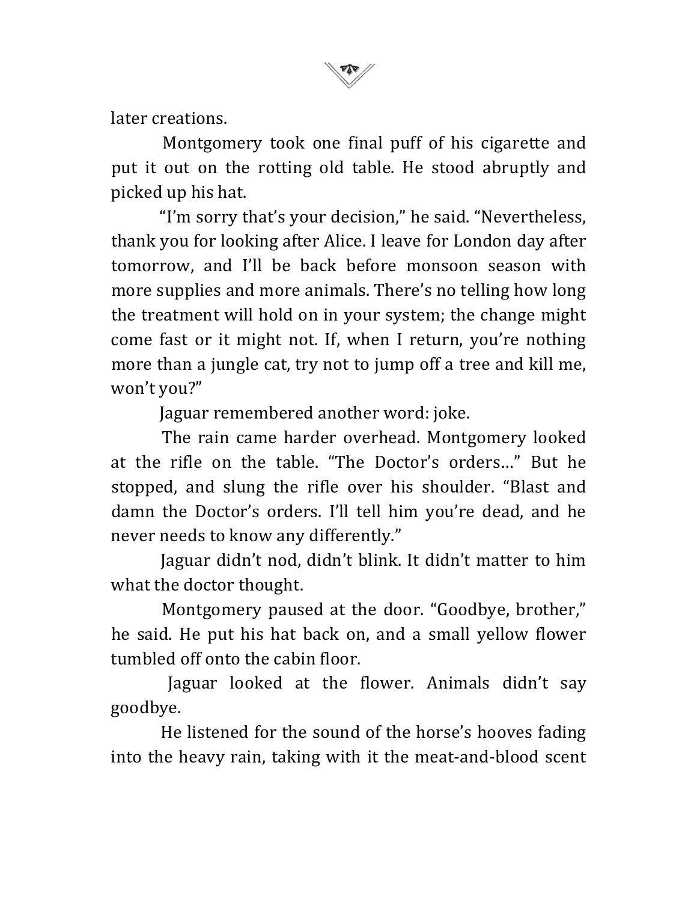later creations.

Montgomery took one final puff of his cigarette and put it out on the rotting old table. He stood abruptly and picked up his hat.

"I'm sorry that's your decision," he said. "Nevertheless, thank you for looking after Alice. I leave for London day after tomorrow, and I'll be back before monsoon season with more supplies and more animals. There's no telling how long the treatment will hold on in your system; the change might come fast or it might not. If, when I return, you're nothing more than a jungle cat, try not to jump off a tree and kill me, won't you?"

Jaguar remembered another word: joke.

The rain came harder overhead. Montgomery looked at the rifle on the table. "The Doctor's orders…" But he stopped, and slung the rifle over his shoulder. "Blast and damn the Doctor's orders. I'll tell him you're dead, and he never needs to know any differently."

Jaguar didn't nod, didn't blink. It didn't matter to him what the doctor thought.

Montgomery paused at the door. "Goodbye, brother," he said. He put his hat back on, and a small yellow flower tumbled off onto the cabin floor.

Jaguar looked at the flower. Animals didn't say goodbye.

He listened for the sound of the horse's hooves fading into the heavy rain, taking with it the meat-and-blood scent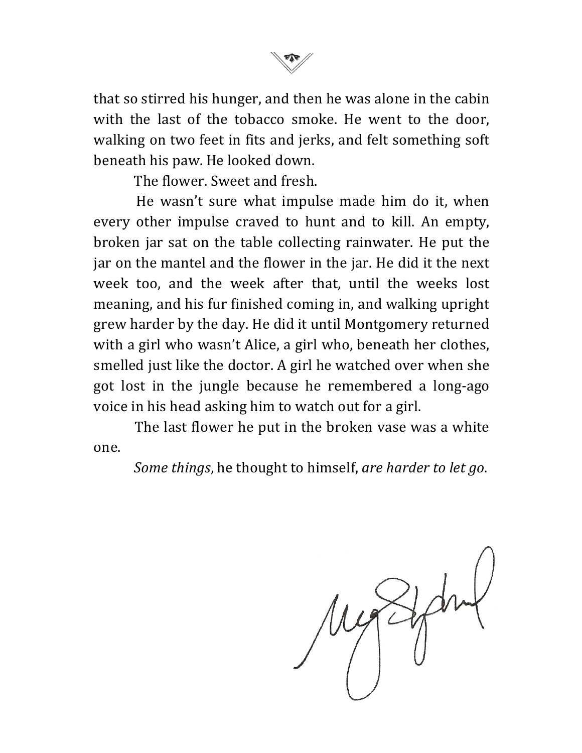that so stirred his hunger, and then he was alone in the cabin with the last of the tobacco smoke. He went to the door, walking on two feet in fits and jerks, and felt something soft beneath his paw. He looked down.

The flower. Sweet and fresh.

He wasn't sure what impulse made him do it, when every other impulse craved to hunt and to kill. An empty, broken jar sat on the table collecting rainwater. He put the jar on the mantel and the flower in the jar. He did it the next week too, and the week after that, until the weeks lost meaning, and his fur finished coming in, and walking upright grew harder by the day. He did it until Montgomery returned with a girl who wasn't Alice, a girl who, beneath her clothes, smelled just like the doctor. A girl he watched over when she got lost in the jungle because he remembered a long-ago voice in his head asking him to watch out for a girl.

The last flower he put in the broken vase was a white one.

*Some things*, he thought to himself, *are harder to let go*.